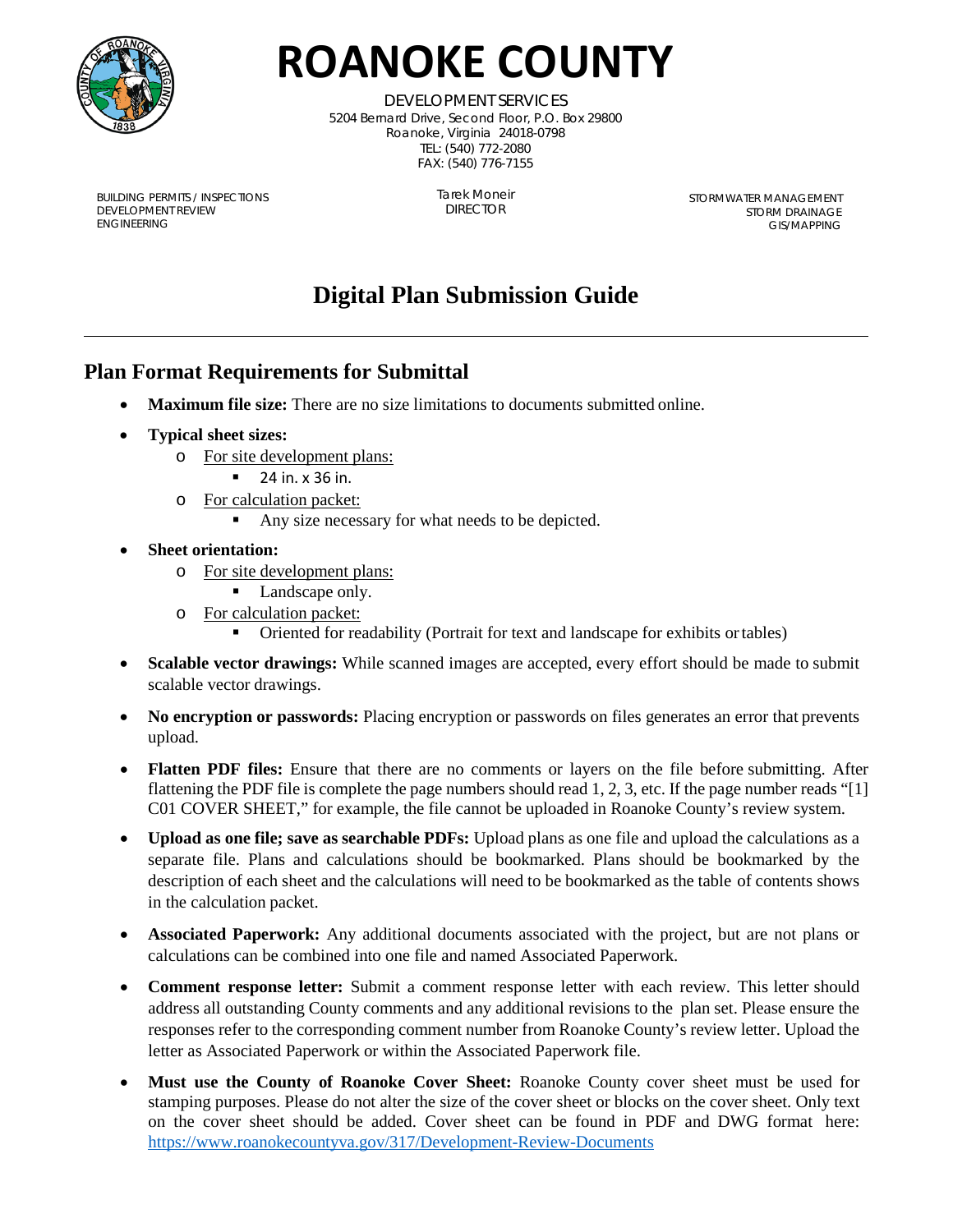# ROANOKE COUNTY

DEVELOPMENT SERVICES
5204 Bernard Drive, Second Floor, P.O. Box 29800
Roanoke, Virginia 24018-0798
TEL: (540) 772-2080
FAX: (540) 776-7155

BUILDING PERMITS / INSPECTIONS
DEVELOPMENT REVIEW
ENGINEERING

Tarek Moneir
DIRECTOR

STORMWATER MANAGEMENT
STORM DRAINAGE
GIS/MAPPING

# Digital Plan Submission Guide

## Plan Format Requirements for Submittal

- **Maximum file size:** There are no size limitations to documents submitted online.
- **Typical sheet sizes:**
  - For site development plans:
    - 24 in. x 36 in.
  - For calculation packet:
    - Any size necessary for what needs to be depicted.
- **Sheet orientation:**
  - For site development plans:
    - Landscape only.
  - For calculation packet:
    - Oriented for readability (Portrait for text and landscape for exhibits or tables)
- **Scalable vector drawings:** While scanned images are accepted, every effort should be made to submit scalable vector drawings.
- **No encryption or passwords:** Placing encryption or passwords on files generates an error that prevents upload.
- **Flatten PDF files:** Ensure that there are no comments or layers on the file before submitting. After flattening the PDF file is complete the page numbers should read 1, 2, 3, etc. If the page number reads "[1] C01 COVER SHEET," for example, the file cannot be uploaded in Roanoke County's review system.
- **Upload as one file; save as searchable PDFs:** Upload plans as one file and upload the calculations as a separate file. Plans and calculations should be bookmarked. Plans should be bookmarked by the description of each sheet and the calculations will need to be bookmarked as the table of contents shows in the calculation packet.
- **Associated Paperwork:** Any additional documents associated with the project, but are not plans or calculations can be combined into one file and named Associated Paperwork.
- **Comment response letter:** Submit a comment response letter with each review. This letter should address all outstanding County comments and any additional revisions to the plan set. Please ensure the responses refer to the corresponding comment number from Roanoke County's review letter. Upload the letter as Associated Paperwork or within the Associated Paperwork file.
- **Must use the County of Roanoke Cover Sheet:** Roanoke County cover sheet must be used for stamping purposes. Please do not alter the size of the cover sheet or blocks on the cover sheet. Only text on the cover sheet should be added. Cover sheet can be found in PDF and DWG format here: https://www.roanokecountyva.gov/317/Development-Review-Documents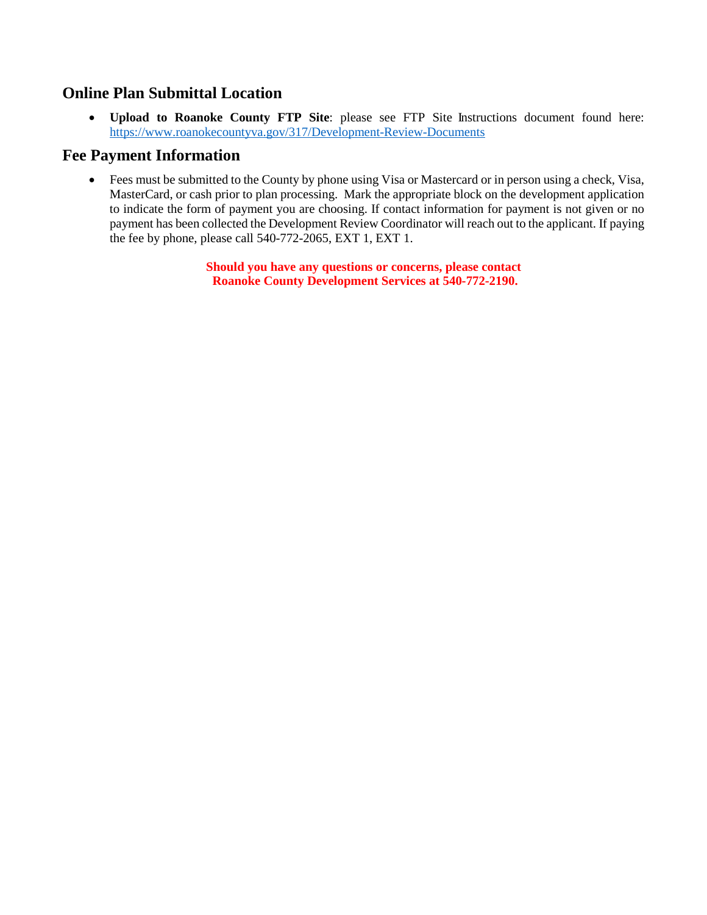## Online Plan Submittal Location

- **Upload to Roanoke County FTP Site**: please see FTP Site Instructions document found here: https://www.roanokecountyva.gov/317/Development-Review-Documents

## Fee Payment Information

- Fees must be submitted to the County by phone using Visa or Mastercard or in person using a check, Visa, MasterCard, or cash prior to plan processing. Mark the appropriate block on the development application to indicate the form of payment you are choosing. If contact information for payment is not given or no payment has been collected the Development Review Coordinator will reach out to the applicant. If paying the fee by phone, please call 540-772-2065, EXT 1, EXT 1.

**Should you have any questions or concerns, please contact Roanoke County Development Services at 540-772-2190.**